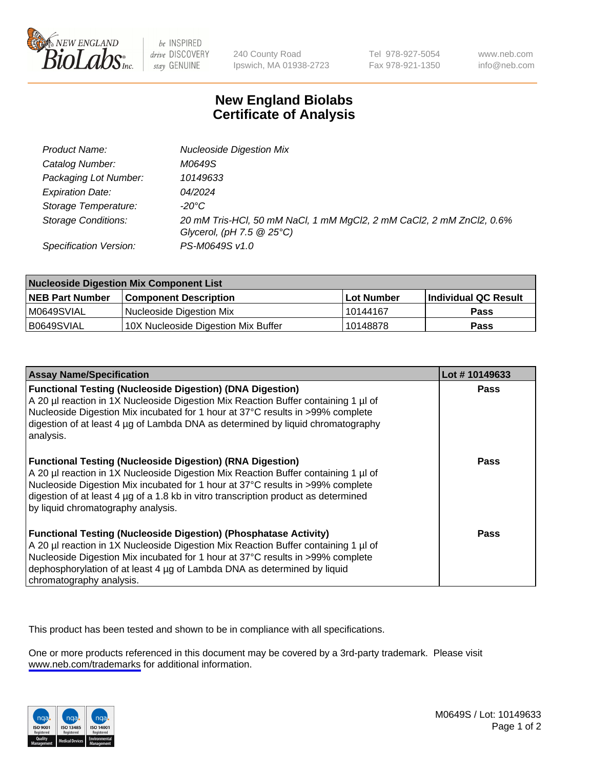New England BioLabs Inc. — be INSPIRED drive DISCOVERY stay GENUINE

240 County Road
Ipswich, MA 01938-2723

Tel 978-927-5054
Fax 978-921-1350

www.neb.com
info@neb.com

# New England Biolabs Certificate of Analysis

| | |
|---|---|
| *Product Name:* | *Nucleoside Digestion Mix* |
| *Catalog Number:* | *M0649S* |
| *Packaging Lot Number:* | *10149633* |
| *Expiration Date:* | *04/2024* |
| *Storage Temperature:* | *-20°C* |
| *Storage Conditions:* | *20 mM Tris-HCl, 50 mM NaCl, 1 mM $MgCl_2$, 2 mM $CaCl_2$, 2 mM $ZnCl_2$, 0.6% Glycerol, (pH 7.5 @ 25°C)* |
| *Specification Version:* | *PS-M0649S v1.0* |

| Nucleoside Digestion Mix Component List | | | |
|---|---|---|---|
| **NEB Part Number** | **Component Description** | **Lot Number** | **Individual QC Result** |
| M0649SVIAL | Nucleoside Digestion Mix | 10144167 | **Pass** |
| B0649SVIAL | 10X Nucleoside Digestion Mix Buffer | 10148878 | **Pass** |

| Assay Name/Specification | Lot # 10149633 |
|---|---|
| **Functional Testing (Nucleoside Digestion) (DNA Digestion)** A 20 µl reaction in 1X Nucleoside Digestion Mix Reaction Buffer containing 1 µl of Nucleoside Digestion Mix incubated for 1 hour at 37°C results in >99% complete digestion of at least 4 µg of Lambda DNA as determined by liquid chromatography analysis. | **Pass** |
| **Functional Testing (Nucleoside Digestion) (RNA Digestion)** A 20 µl reaction in 1X Nucleoside Digestion Mix Reaction Buffer containing 1 µl of Nucleoside Digestion Mix incubated for 1 hour at 37°C results in >99% complete digestion of at least 4 µg of a 1.8 kb in vitro transcription product as determined by liquid chromatography analysis. | **Pass** |
| **Functional Testing (Nucleoside Digestion) (Phosphatase Activity)** A 20 µl reaction in 1X Nucleoside Digestion Mix Reaction Buffer containing 1 µl of Nucleoside Digestion Mix incubated for 1 hour at 37°C results in >99% complete dephosphorylation of at least 4 µg of Lambda DNA as determined by liquid chromatography analysis. | **Pass** |

This product has been tested and shown to be in compliance with all specifications.

One or more products referenced in this document may be covered by a 3rd-party trademark. Please visit www.neb.com/trademarks for additional information.

M0649S / Lot: 10149633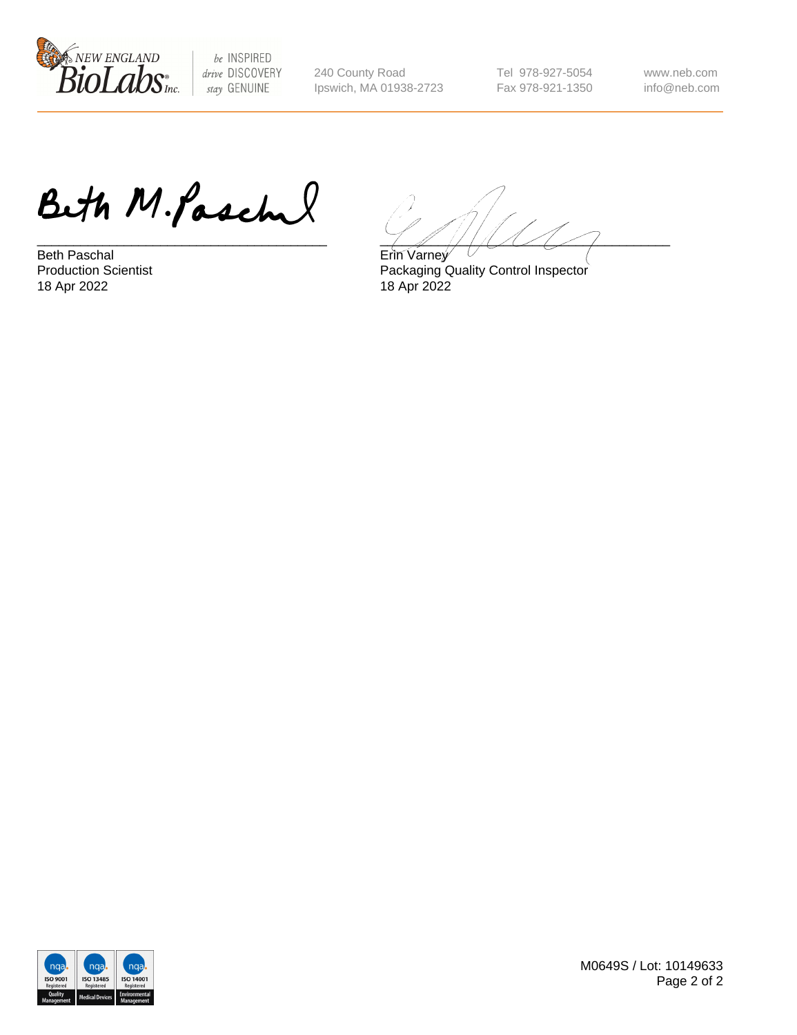NEW ENGLAND BioLabs Inc. — be INSPIRED drive DISCOVERY stay GENUINE

240 County Road
Ipswich, MA 01938-2723

Tel 978-927-5054
Fax 978-921-1350

www.neb.com
info@neb.com

Beth Paschal
Production Scientist
18 Apr 2022

Erin Varney
Packaging Quality Control Inspector
18 Apr 2022

nqa ISO 9001 Registered Quality Management | nqa ISO 13485 Registered Medical Devices | nqa ISO 14001 Registered Environmental Management

M0649S / Lot: 10149633